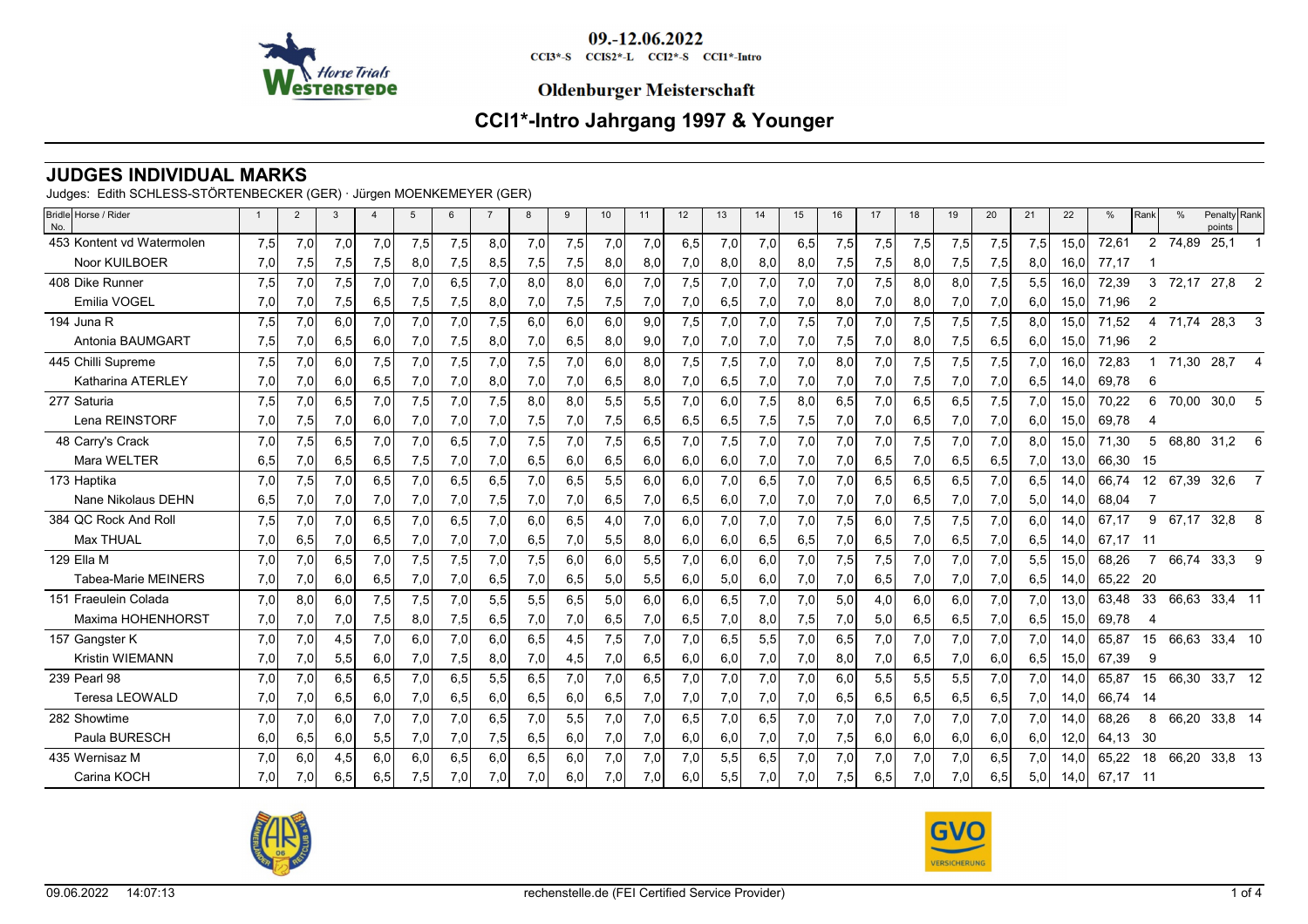09.-12.06.2022

CCI3*-S CCIS2*-L CCI2*-S CCI1*-Intro

**Oldenburger Meisterschaft**

# CCI1*-Intro Jahrgang 1997 & Younger

## JUDGES INDIVIDUAL MARKS

Judges: Edith SCHLESS-STÖRTENBECKER (GER) · Jürgen MOENKEMEYER (GER)

| Bridle No. | Horse / Rider | 1 | 2 | 3 | 4 | 5 | 6 | 7 | 8 | 9 | 10 | 11 | 12 | 13 | 14 | 15 | 16 | 17 | 18 | 19 | 20 | 21 | 22 | % | Rank | % | Penalty points | Rank |
|---|---|---|---|---|---|---|---|---|---|---|---|---|---|---|---|---|---|---|---|---|---|---|---|---|---|---|---|---|
| 453 | Kontent vd Watermolen | 7,5 | 7,0 | 7,0 | 7,0 | 7,5 | 7,5 | 8,0 | 7,0 | 7,5 | 7,0 | 7,0 | 6,5 | 7,0 | 7,0 | 6,5 | 7,5 | 7,5 | 7,5 | 7,5 | 7,5 | 7,5 | 15,0 | 72,61 | 2 | 74,89 | 25,1 | 1 |
| | Noor KUILBOER | 7,0 | 7,5 | 7,5 | 7,5 | 8,0 | 7,5 | 8,5 | 7,5 | 7,5 | 8,0 | 8,0 | 7,0 | 8,0 | 8,0 | 8,0 | 7,5 | 7,5 | 8,0 | 7,5 | 7,5 | 8,0 | 16,0 | 77,17 | 1 | | | |
| 408 | Dike Runner | 7,5 | 7,0 | 7,5 | 7,0 | 7,0 | 6,5 | 7,0 | 8,0 | 8,0 | 6,0 | 7,0 | 7,5 | 7,0 | 7,0 | 7,0 | 7,0 | 7,5 | 8,0 | 8,0 | 7,5 | 5,5 | 16,0 | 72,39 | 3 | 72,17 | 27,8 | 2 |
| | Emilia VOGEL | 7,0 | 7,0 | 7,5 | 6,5 | 7,5 | 7,5 | 8,0 | 7,0 | 7,5 | 7,5 | 7,0 | 7,0 | 6,5 | 7,0 | 7,0 | 8,0 | 7,0 | 8,0 | 7,0 | 7,0 | 6,0 | 15,0 | 71,96 | 2 | | | |
| 194 | Juna R | 7,5 | 7,0 | 6,0 | 7,0 | 7,0 | 7,0 | 7,5 | 6,0 | 6,0 | 6,0 | 9,0 | 7,5 | 7,0 | 7,0 | 7,5 | 7,0 | 7,0 | 7,5 | 7,5 | 7,5 | 8,0 | 15,0 | 71,52 | 4 | 71,74 | 28,3 | 3 |
| | Antonia BAUMGART | 7,5 | 7,0 | 6,5 | 6,0 | 7,0 | 7,5 | 8,0 | 7,0 | 6,5 | 8,0 | 9,0 | 7,0 | 7,0 | 7,0 | 7,0 | 7,5 | 7,0 | 8,0 | 7,5 | 6,5 | 6,0 | 15,0 | 71,96 | 2 | | | |
| 445 | Chilli Supreme | 7,5 | 7,0 | 6,0 | 7,5 | 7,0 | 7,5 | 7,0 | 7,5 | 7,0 | 6,0 | 8,0 | 7,5 | 7,5 | 7,0 | 7,0 | 8,0 | 7,0 | 7,5 | 7,5 | 7,5 | 7,0 | 16,0 | 72,83 | 1 | 71,30 | 28,7 | 4 |
| | Katharina ATERLEY | 7,0 | 7,0 | 6,0 | 6,5 | 7,0 | 7,0 | 8,0 | 7,0 | 7,0 | 6,5 | 8,0 | 7,0 | 6,5 | 7,0 | 7,0 | 7,0 | 7,0 | 7,5 | 7,0 | 7,0 | 6,5 | 14,0 | 69,78 | 6 | | | |
| 277 | Saturia | 7,5 | 7,0 | 6,5 | 7,0 | 7,5 | 7,0 | 7,5 | 8,0 | 8,0 | 5,5 | 5,5 | 7,0 | 6,0 | 7,5 | 8,0 | 6,5 | 7,0 | 6,5 | 6,5 | 7,5 | 7,0 | 15,0 | 70,22 | 6 | 70,00 | 30,0 | 5 |
| | Lena REINSTORF | 7,0 | 7,5 | 7,0 | 6,0 | 7,0 | 7,0 | 7,0 | 7,5 | 7,0 | 7,5 | 6,5 | 6,5 | 6,5 | 7,5 | 7,5 | 7,0 | 7,0 | 6,5 | 7,0 | 7,0 | 6,0 | 15,0 | 69,78 | 4 | | | |
| 48 | Carry's Crack | 7,0 | 7,5 | 6,5 | 7,0 | 7,0 | 6,5 | 7,0 | 7,5 | 7,0 | 7,5 | 6,5 | 7,0 | 7,5 | 7,0 | 7,0 | 7,0 | 7,0 | 7,5 | 7,0 | 7,0 | 8,0 | 15,0 | 71,30 | 5 | 68,80 | 31,2 | 6 |
| | Mara WELTER | 6,5 | 7,0 | 6,5 | 6,5 | 7,5 | 7,0 | 7,0 | 6,5 | 6,0 | 6,5 | 6,0 | 6,0 | 6,0 | 7,0 | 7,0 | 7,0 | 6,5 | 7,0 | 6,5 | 6,5 | 7,0 | 13,0 | 66,30 | 15 | | | |
| 173 | Haptika | 7,0 | 7,5 | 7,0 | 6,5 | 7,0 | 6,5 | 6,5 | 7,0 | 6,5 | 5,5 | 6,0 | 6,0 | 7,0 | 6,5 | 7,0 | 7,0 | 6,5 | 6,5 | 6,5 | 7,0 | 6,5 | 14,0 | 66,74 | 12 | 67,39 | 32,6 | 7 |
| | Nane Nikolaus DEHN | 6,5 | 7,0 | 7,0 | 7,0 | 7,0 | 7,0 | 7,5 | 7,0 | 7,0 | 6,5 | 7,0 | 6,5 | 6,0 | 7,0 | 7,0 | 7,0 | 7,0 | 6,5 | 7,0 | 7,0 | 5,0 | 14,0 | 68,04 | 7 | | | |
| 384 | QC Rock And Roll | 7,5 | 7,0 | 7,0 | 6,5 | 7,0 | 6,5 | 7,0 | 6,0 | 6,5 | 4,0 | 7,0 | 6,0 | 7,0 | 7,0 | 7,0 | 7,5 | 6,0 | 7,5 | 7,5 | 7,0 | 6,0 | 14,0 | 67,17 | 9 | 67,17 | 32,8 | 8 |
| | Max THUAL | 7,0 | 6,5 | 7,0 | 6,5 | 7,0 | 7,0 | 7,0 | 6,5 | 7,0 | 5,5 | 8,0 | 6,0 | 6,0 | 6,5 | 6,5 | 7,0 | 6,5 | 7,0 | 6,5 | 7,0 | 6,5 | 14,0 | 67,17 | 11 | | | |
| 129 | Ella M | 7,0 | 7,0 | 6,5 | 7,0 | 7,5 | 7,5 | 7,0 | 7,5 | 6,0 | 6,0 | 5,5 | 7,0 | 6,0 | 6,0 | 7,0 | 7,5 | 7,5 | 7,0 | 7,0 | 7,0 | 5,5 | 15,0 | 68,26 | 7 | 66,74 | 33,3 | 9 |
| | Tabea-Marie MEINERS | 7,0 | 7,0 | 6,0 | 6,5 | 7,0 | 7,0 | 6,5 | 7,0 | 6,5 | 5,0 | 5,5 | 6,0 | 5,0 | 6,0 | 7,0 | 7,0 | 6,5 | 7,0 | 7,0 | 7,0 | 6,5 | 14,0 | 65,22 | 20 | | | |
| 151 | Fraeulein Colada | 7,0 | 8,0 | 6,0 | 7,5 | 7,5 | 7,0 | 5,5 | 5,5 | 6,5 | 5,0 | 6,0 | 6,0 | 6,5 | 7,0 | 7,0 | 5,0 | 4,0 | 6,0 | 6,0 | 7,0 | 7,0 | 13,0 | 63,48 | 33 | 66,63 | 33,4 | 11 |
| | Maxima HOHENHORST | 7,0 | 7,0 | 7,0 | 7,5 | 8,0 | 7,5 | 6,5 | 7,0 | 7,0 | 6,5 | 7,0 | 6,5 | 7,0 | 8,0 | 7,5 | 7,0 | 5,0 | 6,5 | 6,5 | 7,0 | 6,5 | 15,0 | 69,78 | 4 | | | |
| 157 | Gangster K | 7,0 | 7,0 | 4,5 | 7,0 | 6,0 | 7,0 | 6,0 | 6,5 | 4,5 | 7,5 | 7,0 | 7,0 | 6,5 | 5,5 | 7,0 | 6,5 | 7,0 | 7,0 | 7,0 | 7,0 | 7,0 | 14,0 | 65,87 | 15 | 66,63 | 33,4 | 10 |
| | Kristin WIEMANN | 7,0 | 7,0 | 5,5 | 6,0 | 7,0 | 7,5 | 8,0 | 7,0 | 4,5 | 7,0 | 6,5 | 6,0 | 6,0 | 7,0 | 7,0 | 8,0 | 7,0 | 6,5 | 7,0 | 6,0 | 6,5 | 15,0 | 67,39 | 9 | | | |
| 239 | Pearl 98 | 7,0 | 7,0 | 6,5 | 6,5 | 7,0 | 6,5 | 5,5 | 6,5 | 7,0 | 7,0 | 6,5 | 7,0 | 7,0 | 7,0 | 7,0 | 6,0 | 5,5 | 5,5 | 5,5 | 7,0 | 7,0 | 14,0 | 65,87 | 15 | 66,30 | 33,7 | 12 |
| | Teresa LEOWALD | 7,0 | 7,0 | 6,5 | 6,0 | 7,0 | 6,5 | 6,0 | 6,5 | 6,0 | 6,5 | 7,0 | 7,0 | 7,0 | 7,0 | 7,0 | 6,5 | 6,5 | 6,5 | 6,5 | 6,5 | 7,0 | 14,0 | 66,74 | 14 | | | |
| 282 | Showtime | 7,0 | 7,0 | 6,0 | 7,0 | 7,0 | 7,0 | 6,5 | 7,0 | 5,5 | 7,0 | 7,0 | 6,5 | 7,0 | 6,5 | 7,0 | 7,0 | 7,0 | 7,0 | 7,0 | 7,0 | 7,0 | 14,0 | 68,26 | 8 | 66,20 | 33,8 | 14 |
| | Paula BURESCH | 6,0 | 6,5 | 6,0 | 5,5 | 7,0 | 7,0 | 7,5 | 6,5 | 6,0 | 7,0 | 7,0 | 6,0 | 6,0 | 7,0 | 7,0 | 7,5 | 6,0 | 6,0 | 6,0 | 6,0 | 6,0 | 12,0 | 64,13 | 30 | | | |
| 435 | Wernisaz M | 7,0 | 6,0 | 4,5 | 6,0 | 6,0 | 6,5 | 6,0 | 6,5 | 6,0 | 7,0 | 7,0 | 7,0 | 5,5 | 6,5 | 7,0 | 7,0 | 7,0 | 7,0 | 7,0 | 6,5 | 7,0 | 14,0 | 65,22 | 18 | 66,20 | 33,8 | 13 |
| | Carina KOCH | 7,0 | 7,0 | 6,5 | 6,5 | 7,5 | 7,0 | 7,0 | 7,0 | 6,0 | 7,0 | 7,0 | 6,0 | 5,5 | 7,0 | 7,0 | 7,5 | 6,5 | 7,0 | 7,0 | 6,5 | 5,0 | 14,0 | 67,17 | 11 | | | |

09.06.2022 14:07:13 rechenstelle.de (FEI Certified Service Provider)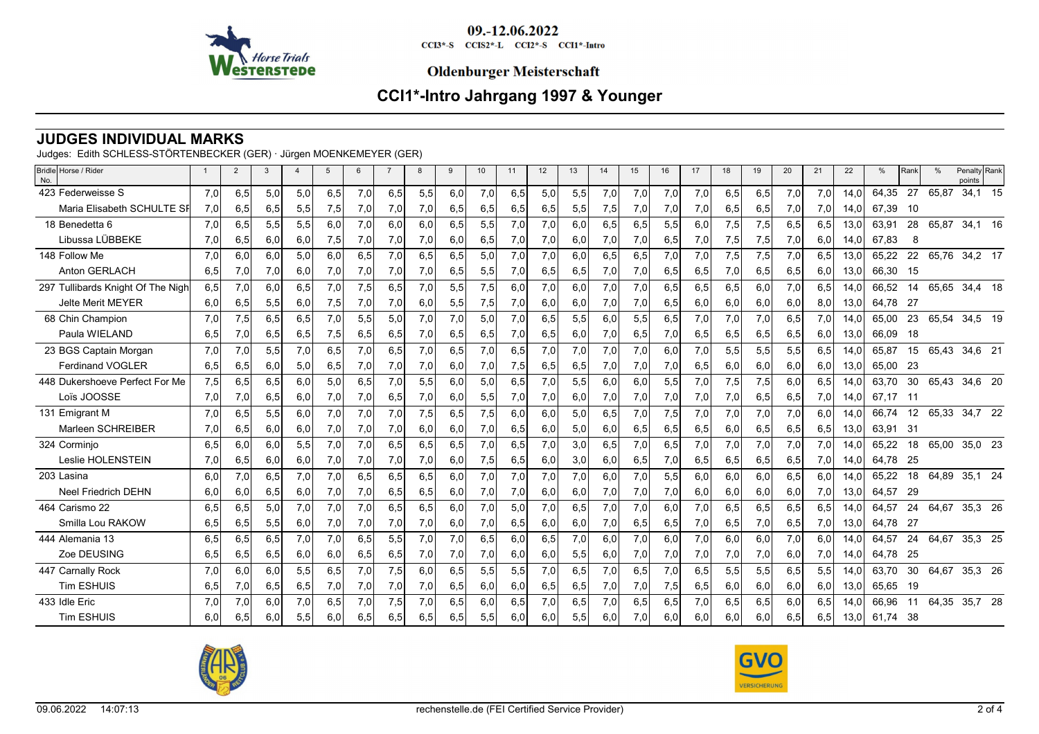09.-12.06.2022

CCI3*-S CCIS2*-L CCI2*-S CCI1*-Intro

**Oldenburger Meisterschaft**

# CCI1*-Intro Jahrgang 1997 & Younger

## JUDGES INDIVIDUAL MARKS

Judges: Edith SCHLESS-STÖRTENBECKER (GER) · Jürgen MOENKEMEYER (GER)

| Bridle No. | Horse / Rider | 1 | 2 | 3 | 4 | 5 | 6 | 7 | 8 | 9 | 10 | 11 | 12 | 13 | 14 | 15 | 16 | 17 | 18 | 19 | 20 | 21 | 22 | % | Rank | % | Penalty points | Rank |
|---|---|---|---|---|---|---|---|---|---|---|---|---|---|---|---|---|---|---|---|---|---|---|---|---|---|---|---|---|
| 423 | Federweisse S | 7,0 | 6,5 | 5,0 | 5,0 | 6,5 | 7,0 | 6,5 | 5,5 | 6,0 | 7,0 | 6,5 | 5,0 | 5,5 | 7,0 | 7,0 | 7,0 | 7,0 | 6,5 | 6,5 | 7,0 | 7,0 | 14,0 | 64,35 | 27 | 65,87 | 34,1 | 15 |
| | Maria Elisabeth SCHULTE SF | 7,0 | 6,5 | 6,5 | 5,5 | 7,5 | 7,0 | 7,0 | 7,0 | 6,5 | 6,5 | 6,5 | 6,5 | 5,5 | 7,5 | 7,0 | 7,0 | 7,0 | 6,5 | 6,5 | 7,0 | 7,0 | 14,0 | 67,39 | 10 | | | |
| 18 | Benedetta 6 | 7,0 | 6,5 | 5,5 | 5,5 | 6,0 | 7,0 | 6,0 | 6,0 | 6,5 | 5,5 | 7,0 | 7,0 | 6,0 | 6,5 | 6,5 | 5,5 | 6,0 | 7,5 | 7,5 | 6,5 | 6,5 | 13,0 | 63,91 | 28 | 65,87 | 34,1 | 16 |
| | Libussa LÜBBEKE | 7,0 | 6,5 | 6,0 | 6,0 | 7,5 | 7,0 | 7,0 | 7,0 | 6,0 | 6,5 | 7,0 | 7,0 | 6,0 | 7,0 | 7,0 | 6,5 | 7,0 | 7,5 | 7,5 | 7,0 | 6,0 | 14,0 | 67,83 | 8 | | | |
| 148 | Follow Me | 7,0 | 6,0 | 6,0 | 5,0 | 6,0 | 6,5 | 7,0 | 6,5 | 6,5 | 5,0 | 7,0 | 7,0 | 6,0 | 6,5 | 6,5 | 7,0 | 7,0 | 7,5 | 7,5 | 7,0 | 6,5 | 13,0 | 65,22 | 22 | 65,76 | 34,2 | 17 |
| | Anton GERLACH | 6,5 | 7,0 | 7,0 | 6,0 | 7,0 | 7,0 | 7,0 | 7,0 | 6,5 | 5,5 | 7,0 | 6,5 | 6,5 | 7,0 | 7,0 | 6,5 | 6,5 | 7,0 | 6,5 | 6,5 | 6,0 | 13,0 | 66,30 | 15 | | | |
| 297 | Tullibards Knight Of The Nigh | 6,5 | 7,0 | 6,0 | 6,5 | 7,0 | 7,5 | 6,5 | 7,0 | 5,5 | 7,5 | 6,0 | 7,0 | 6,0 | 7,0 | 7,0 | 6,5 | 6,5 | 6,5 | 6,0 | 7,0 | 6,5 | 14,0 | 66,52 | 14 | 65,65 | 34,4 | 18 |
| | Jelte Merit MEYER | 6,0 | 6,5 | 5,5 | 6,0 | 7,5 | 7,0 | 7,0 | 6,0 | 5,5 | 7,5 | 7,0 | 6,0 | 6,0 | 7,0 | 7,0 | 6,5 | 6,0 | 6,0 | 6,0 | 6,0 | 8,0 | 13,0 | 64,78 | 27 | | | |
| 68 | Chin Champion | 7,0 | 7,5 | 6,5 | 6,5 | 7,0 | 5,5 | 5,0 | 7,0 | 7,0 | 5,0 | 7,0 | 6,5 | 5,5 | 6,0 | 5,5 | 6,5 | 7,0 | 7,0 | 7,0 | 6,5 | 7,0 | 14,0 | 65,00 | 23 | 65,54 | 34,5 | 19 |
| | Paula WIELAND | 6,5 | 7,0 | 6,5 | 6,5 | 7,5 | 6,5 | 6,5 | 7,0 | 6,5 | 6,5 | 7,0 | 6,5 | 6,0 | 7,0 | 6,5 | 7,0 | 6,5 | 6,5 | 6,5 | 6,5 | 6,0 | 13,0 | 66,09 | 18 | | | |
| 23 | BGS Captain Morgan | 7,0 | 7,0 | 5,5 | 7,0 | 6,5 | 7,0 | 6,5 | 7,0 | 6,5 | 7,0 | 6,5 | 7,0 | 7,0 | 7,0 | 7,0 | 6,0 | 7,0 | 5,5 | 5,5 | 5,5 | 6,5 | 14,0 | 65,87 | 15 | 65,43 | 34,6 | 21 |
| | Ferdinand VOGLER | 6,5 | 6,5 | 6,0 | 5,0 | 6,5 | 7,0 | 7,0 | 7,0 | 6,0 | 7,0 | 7,5 | 6,5 | 6,5 | 7,0 | 7,0 | 7,0 | 6,5 | 6,0 | 6,0 | 6,0 | 6,0 | 13,0 | 65,00 | 23 | | | |
| 448 | Dukershoeve Perfect For Me | 7,5 | 6,5 | 6,5 | 6,0 | 5,0 | 6,5 | 7,0 | 5,5 | 6,0 | 5,0 | 6,5 | 7,0 | 5,5 | 6,0 | 6,0 | 5,5 | 7,0 | 7,5 | 7,5 | 6,0 | 6,5 | 14,0 | 63,70 | 30 | 65,43 | 34,6 | 20 |
| | Loïs JOOSSE | 7,0 | 7,0 | 6,5 | 6,0 | 7,0 | 7,0 | 6,5 | 7,0 | 6,0 | 5,5 | 7,0 | 7,0 | 6,0 | 7,0 | 7,0 | 7,0 | 7,0 | 7,0 | 6,5 | 6,5 | 7,0 | 14,0 | 67,17 | 11 | | | |
| 131 | Emigrant M | 7,0 | 6,5 | 5,5 | 6,0 | 7,0 | 7,0 | 7,0 | 7,5 | 6,5 | 7,5 | 6,0 | 6,0 | 5,0 | 6,5 | 7,0 | 7,5 | 7,0 | 7,0 | 7,0 | 7,0 | 6,0 | 14,0 | 66,74 | 12 | 65,33 | 34,7 | 22 |
| | Marleen SCHREIBER | 7,0 | 6,5 | 6,0 | 6,0 | 7,0 | 7,0 | 7,0 | 6,0 | 6,0 | 7,0 | 6,5 | 6,0 | 5,0 | 6,0 | 6,5 | 6,5 | 6,5 | 6,0 | 6,5 | 6,5 | 6,5 | 13,0 | 63,91 | 31 | | | |
| 324 | Corminjo | 6,5 | 6,0 | 6,0 | 5,5 | 7,0 | 7,0 | 6,5 | 6,5 | 6,5 | 7,0 | 6,5 | 7,0 | 3,0 | 6,5 | 7,0 | 6,5 | 7,0 | 7,0 | 7,0 | 7,0 | 7,0 | 14,0 | 65,22 | 18 | 65,00 | 35,0 | 23 |
| | Leslie HOLENSTEIN | 7,0 | 6,5 | 6,0 | 6,0 | 7,0 | 7,0 | 7,0 | 7,0 | 6,0 | 7,5 | 6,5 | 6,0 | 3,0 | 6,0 | 6,5 | 7,0 | 6,5 | 6,5 | 6,5 | 6,5 | 7,0 | 14,0 | 64,78 | 25 | | | |
| 203 | Lasina | 6,0 | 7,0 | 6,5 | 7,0 | 7,0 | 6,5 | 6,5 | 6,5 | 6,0 | 7,0 | 7,0 | 7,0 | 7,0 | 6,0 | 7,0 | 5,5 | 6,0 | 6,0 | 6,0 | 6,5 | 6,0 | 14,0 | 65,22 | 18 | 64,89 | 35,1 | 24 |
| | Neel Friedrich DEHN | 6,0 | 6,0 | 6,5 | 6,0 | 7,0 | 7,0 | 6,5 | 6,5 | 6,0 | 7,0 | 7,0 | 6,0 | 6,0 | 7,0 | 7,0 | 7,0 | 6,0 | 6,0 | 6,0 | 6,0 | 7,0 | 13,0 | 64,57 | 29 | | | |
| 464 | Carismo 22 | 6,5 | 6,5 | 5,0 | 7,0 | 7,0 | 7,0 | 6,5 | 6,5 | 6,0 | 7,0 | 5,0 | 7,0 | 6,5 | 7,0 | 7,0 | 6,0 | 7,0 | 6,5 | 6,5 | 6,5 | 6,5 | 14,0 | 64,57 | 24 | 64,67 | 35,3 | 26 |
| | Smilla Lou RAKOW | 6,5 | 6,5 | 5,5 | 6,0 | 7,0 | 7,0 | 7,0 | 7,0 | 6,0 | 7,0 | 6,5 | 6,0 | 6,0 | 7,0 | 6,5 | 6,5 | 7,0 | 6,5 | 7,0 | 6,5 | 7,0 | 13,0 | 64,78 | 27 | | | |
| 444 | Alemania 13 | 6,5 | 6,5 | 6,5 | 7,0 | 7,0 | 6,5 | 5,5 | 7,0 | 7,0 | 6,5 | 6,0 | 6,5 | 7,0 | 6,0 | 7,0 | 6,0 | 7,0 | 6,0 | 6,0 | 7,0 | 6,0 | 14,0 | 64,57 | 24 | 64,67 | 35,3 | 25 |
| | Zoe DEUSING | 6,5 | 6,5 | 6,5 | 6,0 | 6,0 | 6,5 | 6,5 | 7,0 | 7,0 | 7,0 | 6,0 | 6,0 | 5,5 | 6,0 | 7,0 | 7,0 | 7,0 | 7,0 | 7,0 | 6,0 | 7,0 | 14,0 | 64,78 | 25 | | | |
| 447 | Carnally Rock | 7,0 | 6,0 | 6,0 | 5,5 | 6,5 | 7,0 | 7,5 | 6,0 | 6,5 | 5,5 | 5,5 | 7,0 | 6,5 | 7,0 | 6,5 | 7,0 | 6,5 | 5,5 | 5,5 | 6,5 | 5,5 | 14,0 | 63,70 | 30 | 64,67 | 35,3 | 26 |
| | Tim ESHUIS | 6,5 | 7,0 | 6,5 | 6,5 | 7,0 | 7,0 | 7,0 | 7,0 | 6,5 | 6,0 | 6,0 | 6,5 | 6,5 | 7,0 | 7,0 | 7,5 | 6,5 | 6,0 | 6,0 | 6,0 | 6,0 | 13,0 | 65,65 | 19 | | | |
| 433 | Idle Eric | 7,0 | 7,0 | 6,0 | 7,0 | 6,5 | 7,0 | 7,5 | 7,0 | 6,5 | 6,0 | 6,5 | 7,0 | 6,5 | 7,0 | 6,5 | 6,5 | 7,0 | 6,5 | 6,5 | 6,0 | 6,5 | 14,0 | 66,96 | 11 | 64,35 | 35,7 | 28 |
| | Tim ESHUIS | 6,0 | 6,5 | 6,0 | 5,5 | 6,0 | 6,5 | 6,5 | 6,5 | 6,5 | 5,5 | 6,0 | 6,0 | 5,5 | 6,0 | 7,0 | 6,0 | 6,0 | 6,0 | 6,0 | 6,5 | 6,5 | 13,0 | 61,74 | 38 | | | |

09.06.2022 14:07:13 rechenstelle.de (FEI Certified Service Provider)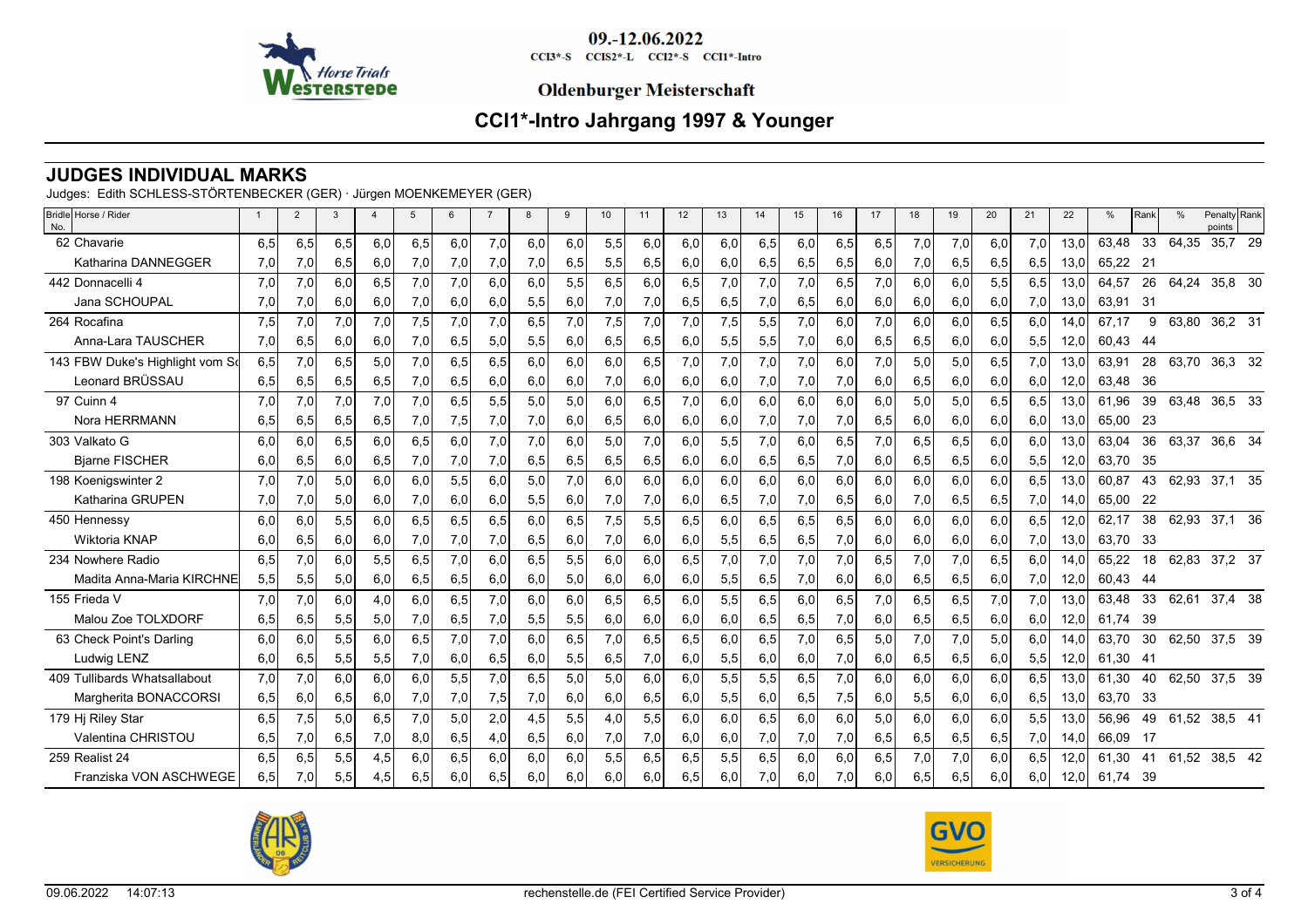09.-12.06.2022

CCI3*-S CCIS2*-L CCI2*-S CCI1*-Intro

**Oldenburger Meisterschaft**

# CCI1*-Intro Jahrgang 1997 & Younger

## JUDGES INDIVIDUAL MARKS

Judges: Edith SCHLESS-STÖRTENBECKER (GER) · Jürgen MOENKEMEYER (GER)

| Bridle No. | Horse / Rider | 1 | 2 | 3 | 4 | 5 | 6 | 7 | 8 | 9 | 10 | 11 | 12 | 13 | 14 | 15 | 16 | 17 | 18 | 19 | 20 | 21 | 22 | % | Rank | % | Penalty points | Rank |
|---|---|---|---|---|---|---|---|---|---|---|---|---|---|---|---|---|---|---|---|---|---|---|---|---|---|---|---|---|
| 62 | Chavarie | 6,5 | 6,5 | 6,5 | 6,0 | 6,5 | 6,0 | 7,0 | 6,0 | 6,0 | 5,5 | 6,0 | 6,0 | 6,0 | 6,5 | 6,0 | 6,5 | 6,5 | 7,0 | 7,0 | 6,0 | 7,0 | 13,0 | 63,48 | 33 | 64,35 | 35,7 | 29 |
| | Katharina DANNEGGER | 7,0 | 7,0 | 6,5 | 6,0 | 7,0 | 7,0 | 7,0 | 7,0 | 6,5 | 5,5 | 6,5 | 6,0 | 6,0 | 6,5 | 6,5 | 6,5 | 6,0 | 7,0 | 6,5 | 6,5 | 6,5 | 13,0 | 65,22 | 21 | | | |
| 442 | Donnacelli 4 | 7,0 | 7,0 | 6,0 | 6,5 | 7,0 | 7,0 | 6,0 | 6,0 | 5,5 | 6,5 | 6,0 | 6,5 | 7,0 | 7,0 | 7,0 | 6,5 | 7,0 | 6,0 | 6,0 | 5,5 | 6,5 | 13,0 | 64,57 | 26 | 64,24 | 35,8 | 30 |
| | Jana SCHOUPAL | 7,0 | 7,0 | 6,0 | 6,0 | 7,0 | 6,0 | 6,0 | 5,5 | 6,0 | 7,0 | 7,0 | 6,5 | 6,5 | 7,0 | 6,5 | 6,0 | 6,0 | 6,0 | 6,0 | 6,0 | 7,0 | 13,0 | 63,91 | 31 | | | |
| 264 | Rocafina | 7,5 | 7,0 | 7,0 | 7,0 | 7,5 | 7,0 | 7,0 | 6,5 | 7,0 | 7,5 | 7,0 | 7,0 | 7,5 | 5,5 | 7,0 | 6,0 | 7,0 | 6,0 | 6,0 | 6,5 | 6,0 | 14,0 | 67,17 | 9 | 63,80 | 36,2 | 31 |
| | Anna-Lara TAUSCHER | 7,0 | 6,5 | 6,0 | 6,0 | 7,0 | 6,5 | 5,0 | 5,5 | 6,0 | 6,5 | 6,5 | 6,0 | 5,5 | 5,5 | 7,0 | 6,0 | 6,5 | 6,5 | 6,0 | 6,0 | 5,5 | 12,0 | 60,43 | 44 | | | |
| 143 | FBW Duke's Highlight vom Sc | 6,5 | 7,0 | 6,5 | 5,0 | 7,0 | 6,5 | 6,5 | 6,0 | 6,0 | 6,0 | 6,5 | 7,0 | 7,0 | 7,0 | 7,0 | 6,0 | 7,0 | 5,0 | 5,0 | 6,5 | 7,0 | 13,0 | 63,91 | 28 | 63,70 | 36,3 | 32 |
| | Leonard BRÜSSAU | 6,5 | 6,5 | 6,5 | 6,5 | 7,0 | 6,5 | 6,0 | 6,0 | 6,0 | 7,0 | 6,0 | 6,0 | 6,0 | 7,0 | 7,0 | 7,0 | 6,0 | 6,5 | 6,0 | 6,0 | 6,0 | 12,0 | 63,48 | 36 | | | |
| 97 | Cuinn 4 | 7,0 | 7,0 | 7,0 | 7,0 | 7,0 | 6,5 | 5,5 | 5,0 | 5,0 | 6,0 | 6,5 | 7,0 | 6,0 | 6,0 | 6,0 | 6,0 | 6,0 | 5,0 | 5,0 | 6,5 | 6,5 | 13,0 | 61,96 | 39 | 63,48 | 36,5 | 33 |
| | Nora HERRMANN | 6,5 | 6,5 | 6,5 | 6,5 | 7,0 | 7,5 | 7,0 | 7,0 | 6,0 | 6,5 | 6,0 | 6,0 | 6,0 | 7,0 | 7,0 | 7,0 | 6,5 | 6,0 | 6,0 | 6,0 | 6,0 | 13,0 | 65,00 | 23 | | | |
| 303 | Valkato G | 6,0 | 6,0 | 6,5 | 6,0 | 6,5 | 6,0 | 7,0 | 7,0 | 6,0 | 5,0 | 7,0 | 6,0 | 5,5 | 7,0 | 6,0 | 6,5 | 7,0 | 6,5 | 6,5 | 6,0 | 6,0 | 13,0 | 63,04 | 36 | 63,37 | 36,6 | 34 |
| | Bjarne FISCHER | 6,0 | 6,5 | 6,0 | 6,5 | 7,0 | 7,0 | 7,0 | 6,5 | 6,5 | 6,5 | 6,5 | 6,0 | 6,0 | 6,5 | 6,5 | 7,0 | 6,0 | 6,5 | 6,5 | 6,0 | 5,5 | 12,0 | 63,70 | 35 | | | |
| 198 | Koenigswinter 2 | 7,0 | 7,0 | 5,0 | 6,0 | 6,0 | 5,5 | 6,0 | 5,0 | 7,0 | 6,0 | 6,0 | 6,0 | 6,0 | 6,0 | 6,0 | 6,0 | 6,0 | 6,0 | 6,0 | 6,0 | 6,5 | 13,0 | 60,87 | 43 | 62,93 | 37,1 | 35 |
| | Katharina GRUPEN | 7,0 | 7,0 | 5,0 | 6,0 | 7,0 | 6,0 | 6,0 | 5,5 | 6,0 | 7,0 | 7,0 | 6,0 | 6,5 | 7,0 | 7,0 | 6,5 | 6,0 | 7,0 | 6,5 | 6,5 | 7,0 | 14,0 | 65,00 | 22 | | | |
| 450 | Hennessy | 6,0 | 6,0 | 5,5 | 6,0 | 6,5 | 6,5 | 6,5 | 6,0 | 6,5 | 7,5 | 5,5 | 6,5 | 6,0 | 6,5 | 6,5 | 6,5 | 6,0 | 6,0 | 6,0 | 6,0 | 6,5 | 12,0 | 62,17 | 38 | 62,93 | 37,1 | 36 |
| | Wiktoria KNAP | 6,0 | 6,5 | 6,0 | 6,0 | 7,0 | 7,0 | 7,0 | 6,5 | 6,0 | 7,0 | 6,0 | 6,0 | 5,5 | 6,5 | 6,5 | 7,0 | 6,0 | 6,0 | 6,0 | 6,0 | 7,0 | 13,0 | 63,70 | 33 | | | |
| 234 | Nowhere Radio | 6,5 | 7,0 | 6,0 | 5,5 | 6,5 | 7,0 | 6,0 | 6,5 | 5,5 | 6,0 | 6,0 | 6,5 | 7,0 | 7,0 | 7,0 | 7,0 | 6,5 | 7,0 | 7,0 | 6,5 | 6,0 | 14,0 | 65,22 | 18 | 62,83 | 37,2 | 37 |
| | Madita Anna-Maria KIRCHNE | 5,5 | 5,5 | 5,0 | 6,0 | 6,5 | 6,5 | 6,0 | 6,0 | 5,0 | 6,0 | 6,0 | 6,0 | 5,5 | 6,5 | 7,0 | 6,0 | 6,0 | 6,5 | 6,5 | 6,0 | 7,0 | 12,0 | 60,43 | 44 | | | |
| 155 | Frieda V | 7,0 | 7,0 | 6,0 | 4,0 | 6,0 | 6,5 | 7,0 | 6,0 | 6,0 | 6,5 | 6,5 | 6,0 | 5,5 | 6,5 | 6,0 | 6,5 | 7,0 | 6,5 | 6,5 | 7,0 | 7,0 | 13,0 | 63,48 | 33 | 62,61 | 37,4 | 38 |
| | Malou Zoe TOLXDORF | 6,5 | 6,5 | 5,5 | 5,0 | 7,0 | 6,5 | 7,0 | 5,5 | 5,5 | 6,0 | 6,0 | 6,0 | 6,0 | 6,5 | 6,5 | 7,0 | 6,0 | 6,5 | 6,5 | 6,0 | 6,0 | 12,0 | 61,74 | 39 | | | |
| 63 | Check Point's Darling | 6,0 | 6,0 | 5,5 | 6,0 | 6,5 | 7,0 | 7,0 | 6,0 | 6,5 | 7,0 | 6,5 | 6,5 | 6,0 | 6,5 | 7,0 | 6,5 | 5,0 | 7,0 | 7,0 | 5,0 | 6,0 | 14,0 | 63,70 | 30 | 62,50 | 37,5 | 39 |
| | Ludwig LENZ | 6,0 | 6,5 | 5,5 | 5,5 | 7,0 | 6,0 | 6,5 | 6,0 | 5,5 | 6,5 | 7,0 | 6,0 | 5,5 | 6,0 | 6,0 | 7,0 | 6,0 | 6,5 | 6,5 | 6,0 | 5,5 | 12,0 | 61,30 | 41 | | | |
| 409 | Tullibards Whatsallabout | 7,0 | 7,0 | 6,0 | 6,0 | 6,0 | 5,5 | 7,0 | 6,5 | 5,0 | 5,0 | 6,0 | 6,0 | 5,5 | 5,5 | 6,5 | 7,0 | 6,0 | 6,0 | 6,0 | 6,0 | 6,5 | 13,0 | 61,30 | 40 | 62,50 | 37,5 | 39 |
| | Margherita BONACCORSI | 6,5 | 6,0 | 6,5 | 6,0 | 7,0 | 7,0 | 7,5 | 7,0 | 6,0 | 6,0 | 6,5 | 6,0 | 5,5 | 6,0 | 6,5 | 7,5 | 6,0 | 5,5 | 6,0 | 6,0 | 6,5 | 13,0 | 63,70 | 33 | | | |
| 179 | Hj Riley Star | 6,5 | 7,5 | 5,0 | 6,5 | 7,0 | 5,0 | 2,0 | 4,5 | 5,5 | 4,0 | 5,5 | 6,0 | 6,0 | 6,5 | 6,0 | 6,0 | 5,0 | 6,0 | 6,0 | 6,0 | 5,5 | 13,0 | 56,96 | 49 | 61,52 | 38,5 | 41 |
| | Valentina CHRISTOU | 6,5 | 7,0 | 6,5 | 7,0 | 8,0 | 6,5 | 4,0 | 6,5 | 6,0 | 7,0 | 7,0 | 6,0 | 6,0 | 7,0 | 7,0 | 7,0 | 6,5 | 6,5 | 6,5 | 6,5 | 7,0 | 14,0 | 66,09 | 17 | | | |
| 259 | Realist 24 | 6,5 | 6,5 | 5,5 | 4,5 | 6,0 | 6,5 | 6,0 | 6,0 | 6,0 | 5,5 | 6,5 | 6,5 | 5,5 | 6,5 | 6,0 | 6,0 | 6,5 | 7,0 | 7,0 | 6,0 | 6,5 | 12,0 | 61,30 | 41 | 61,52 | 38,5 | 42 |
| | Franziska VON ASCHWEGE | 6,5 | 7,0 | 5,5 | 4,5 | 6,5 | 6,0 | 6,5 | 6,0 | 6,0 | 6,0 | 6,0 | 6,5 | 6,0 | 7,0 | 6,0 | 7,0 | 6,0 | 6,5 | 6,5 | 6,0 | 6,0 | 12,0 | 61,74 | 39 | | | |

09.06.2022 14:07:13 rechenstelle.de (FEI Certified Service Provider)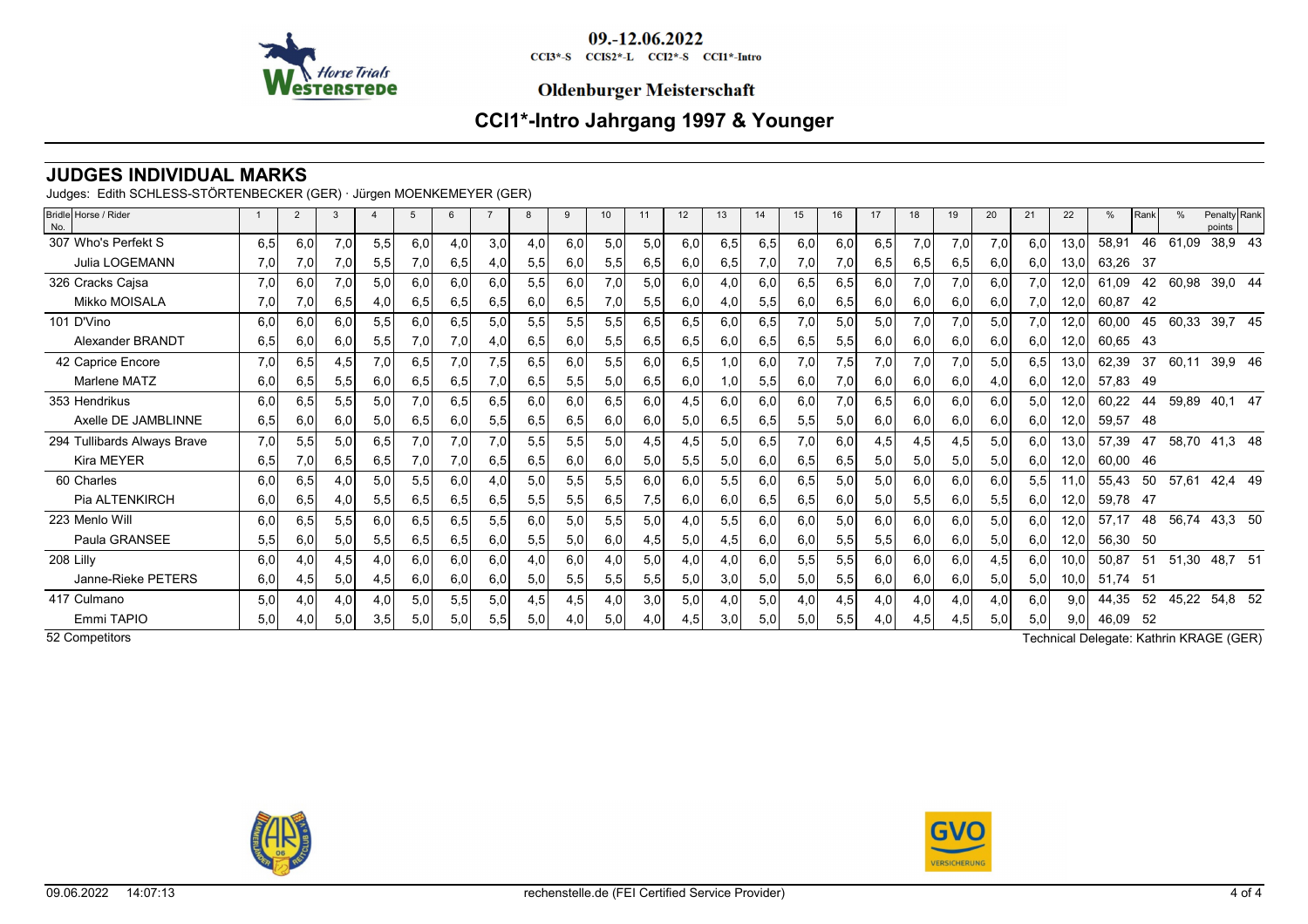09.-12.06.2022

CCI3*-S CCIS2*-L CCI2*-S CCI1*-Intro

**Oldenburger Meisterschaft**

## CCI1*-Intro Jahrgang 1997 & Younger

# JUDGES INDIVIDUAL MARKS

Judges: Edith SCHLESS-STÖRTENBECKER (GER) · Jürgen MOENKEMEYER (GER)

| Bridle No. | Horse / Rider | 1 | 2 | 3 | 4 | 5 | 6 | 7 | 8 | 9 | 10 | 11 | 12 | 13 | 14 | 15 | 16 | 17 | 18 | 19 | 20 | 21 | 22 | % | Rank | % | Penalty points | Rank |
|---|---|---|---|---|---|---|---|---|---|---|---|---|---|---|---|---|---|---|---|---|---|---|---|---|---|---|---|---|
| 307 | Who's Perfekt S | 6,5 | 6,0 | 7,0 | 5,5 | 6,0 | 4,0 | 3,0 | 4,0 | 6,0 | 5,0 | 5,0 | 6,0 | 6,5 | 6,5 | 6,0 | 6,0 | 6,5 | 7,0 | 7,0 | 7,0 | 6,0 | 13,0 | 58,91 | 46 | 61,09 | 38,9 | 43 |
| | Julia LOGEMANN | 7,0 | 7,0 | 7,0 | 5,5 | 7,0 | 6,5 | 4,0 | 5,5 | 6,0 | 5,5 | 6,5 | 6,0 | 6,5 | 7,0 | 7,0 | 7,0 | 6,5 | 6,5 | 6,5 | 6,0 | 6,0 | 13,0 | 63,26 | 37 | | | |
| 326 | Cracks Cajsa | 7,0 | 6,0 | 7,0 | 5,0 | 6,0 | 6,0 | 6,0 | 5,5 | 6,0 | 7,0 | 5,0 | 6,0 | 4,0 | 6,0 | 6,5 | 6,5 | 6,0 | 7,0 | 7,0 | 6,0 | 7,0 | 12,0 | 61,09 | 42 | 60,98 | 39,0 | 44 |
| | Mikko MOISALA | 7,0 | 7,0 | 6,5 | 4,0 | 6,5 | 6,5 | 6,5 | 6,0 | 6,5 | 7,0 | 5,5 | 6,0 | 4,0 | 5,5 | 6,0 | 6,5 | 6,0 | 6,0 | 6,0 | 6,0 | 7,0 | 12,0 | 60,87 | 42 | | | |
| 101 | D'Vino | 6,0 | 6,0 | 6,0 | 5,5 | 6,0 | 6,5 | 5,0 | 5,5 | 5,5 | 5,5 | 6,5 | 6,5 | 6,0 | 6,5 | 7,0 | 5,0 | 5,0 | 7,0 | 7,0 | 5,0 | 7,0 | 12,0 | 60,00 | 45 | 60,33 | 39,7 | 45 |
| | Alexander BRANDT | 6,5 | 6,0 | 6,0 | 5,5 | 7,0 | 7,0 | 4,0 | 6,5 | 6,0 | 5,5 | 6,5 | 6,5 | 6,0 | 6,5 | 6,5 | 5,5 | 6,0 | 6,0 | 6,0 | 6,0 | 6,0 | 12,0 | 60,65 | 43 | | | |
| 42 | Caprice Encore | 7,0 | 6,5 | 4,5 | 7,0 | 6,5 | 7,0 | 7,5 | 6,5 | 6,0 | 5,5 | 6,0 | 6,5 | 1,0 | 6,0 | 7,0 | 7,5 | 7,0 | 7,0 | 7,0 | 5,0 | 6,5 | 13,0 | 62,39 | 37 | 60,11 | 39,9 | 46 |
| | Marlene MATZ | 6,0 | 6,5 | 5,5 | 6,0 | 6,5 | 6,5 | 7,0 | 6,5 | 5,5 | 5,0 | 6,5 | 6,0 | 1,0 | 5,5 | 6,0 | 7,0 | 6,0 | 6,0 | 6,0 | 4,0 | 6,0 | 12,0 | 57,83 | 49 | | | |
| 353 | Hendrikus | 6,0 | 6,5 | 5,5 | 5,0 | 7,0 | 6,5 | 6,5 | 6,0 | 6,0 | 6,5 | 6,0 | 4,5 | 6,0 | 6,0 | 6,0 | 7,0 | 6,5 | 6,0 | 6,0 | 6,0 | 5,0 | 12,0 | 60,22 | 44 | 59,89 | 40,1 | 47 |
| | Axelle DE JAMBLINNE | 6,5 | 6,0 | 6,0 | 5,0 | 6,5 | 6,0 | 5,5 | 6,5 | 6,5 | 6,0 | 6,0 | 5,0 | 6,5 | 6,5 | 5,5 | 5,0 | 6,0 | 6,0 | 6,0 | 6,0 | 6,0 | 12,0 | 59,57 | 48 | | | |
| 294 | Tullibards Always Brave | 7,0 | 5,5 | 5,0 | 6,5 | 7,0 | 7,0 | 7,0 | 5,5 | 5,5 | 5,0 | 4,5 | 4,5 | 5,0 | 6,5 | 7,0 | 6,0 | 4,5 | 4,5 | 4,5 | 5,0 | 6,0 | 13,0 | 57,39 | 47 | 58,70 | 41,3 | 48 |
| | Kira MEYER | 6,5 | 7,0 | 6,5 | 6,5 | 7,0 | 7,0 | 6,5 | 6,5 | 6,0 | 6,0 | 5,0 | 5,5 | 5,0 | 6,0 | 6,5 | 6,5 | 5,0 | 5,0 | 5,0 | 5,0 | 6,0 | 12,0 | 60,00 | 46 | | | |
| 60 | Charles | 6,0 | 6,5 | 4,0 | 5,0 | 5,5 | 6,0 | 4,0 | 5,0 | 5,5 | 5,5 | 6,0 | 6,0 | 5,5 | 6,0 | 6,5 | 5,0 | 5,0 | 6,0 | 6,0 | 6,0 | 5,5 | 11,0 | 55,43 | 50 | 57,61 | 42,4 | 49 |
| | Pia ALTENKIRCH | 6,0 | 6,5 | 4,0 | 5,5 | 6,5 | 6,5 | 6,5 | 5,5 | 5,5 | 6,5 | 7,5 | 6,0 | 6,0 | 6,5 | 6,5 | 6,0 | 5,0 | 5,5 | 6,0 | 5,5 | 6,0 | 12,0 | 59,78 | 47 | | | |
| 223 | Menlo Will | 6,0 | 6,5 | 5,5 | 6,0 | 6,5 | 6,5 | 5,5 | 6,0 | 5,0 | 5,5 | 5,0 | 4,0 | 5,5 | 6,0 | 6,0 | 5,0 | 6,0 | 6,0 | 6,0 | 5,0 | 6,0 | 12,0 | 57,17 | 48 | 56,74 | 43,3 | 50 |
| | Paula GRANSEE | 5,5 | 6,0 | 5,0 | 5,5 | 6,5 | 6,5 | 6,0 | 5,5 | 5,0 | 6,0 | 4,5 | 5,0 | 4,5 | 6,0 | 6,0 | 5,5 | 5,5 | 6,0 | 6,0 | 5,0 | 6,0 | 12,0 | 56,30 | 50 | | | |
| 208 | Lilly | 6,0 | 4,0 | 4,5 | 4,0 | 6,0 | 6,0 | 6,0 | 4,0 | 6,0 | 4,0 | 5,0 | 4,0 | 4,0 | 6,0 | 5,5 | 5,5 | 6,0 | 6,0 | 6,0 | 4,5 | 6,0 | 10,0 | 50,87 | 51 | 51,30 | 48,7 | 51 |
| | Janne-Rieke PETERS | 6,0 | 4,5 | 5,0 | 4,5 | 6,0 | 6,0 | 6,0 | 5,0 | 5,5 | 5,5 | 5,5 | 5,0 | 3,0 | 5,0 | 5,0 | 5,5 | 6,0 | 6,0 | 6,0 | 5,0 | 5,0 | 10,0 | 51,74 | 51 | | | |
| 417 | Culmano | 5,0 | 4,0 | 4,0 | 4,0 | 5,0 | 5,5 | 5,0 | 4,5 | 4,5 | 4,0 | 3,0 | 5,0 | 4,0 | 5,0 | 4,0 | 4,5 | 4,0 | 4,0 | 4,0 | 4,0 | 6,0 | 9,0 | 44,35 | 52 | 45,22 | 54,8 | 52 |
| | Emmi TAPIO | 5,0 | 4,0 | 5,0 | 3,5 | 5,0 | 5,0 | 5,5 | 5,0 | 4,0 | 5,0 | 4,0 | 4,5 | 3,0 | 5,0 | 5,0 | 5,5 | 4,0 | 4,5 | 4,5 | 5,0 | 5,0 | 9,0 | 46,09 | 52 | | | |

52 Competitors

Technical Delegate: Kathrin KRAGE (GER)

09.06.2022 14:07:13

rechenstelle.de (FEI Certified Service Provider)